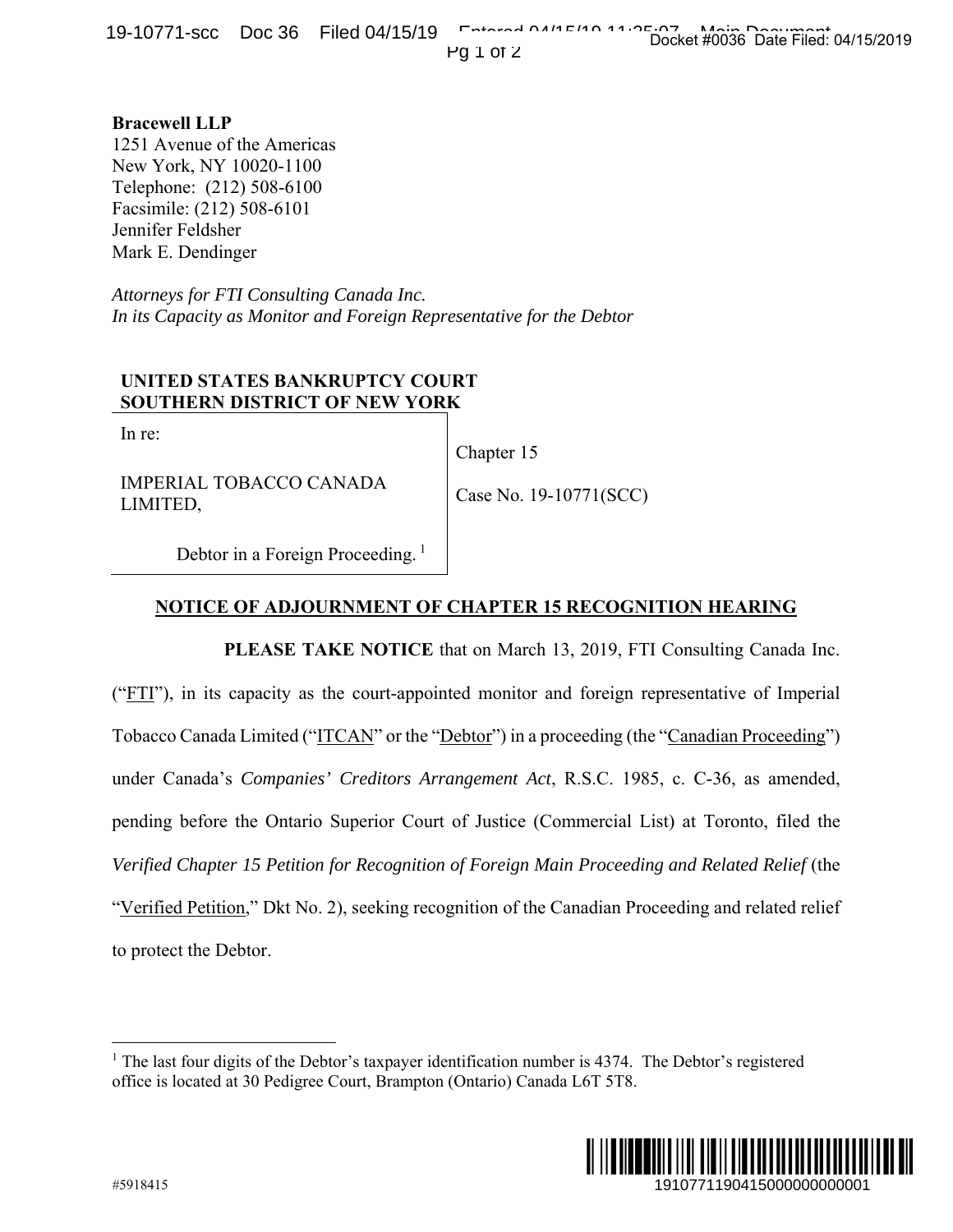**Bracewell LLP**
1251 Avenue of the Americas
New York, NY 10020-1100
Telephone: (212) 508-6100
Facsimile: (212) 508-6101
Jennifer Feldsher
Mark E. Dendinger

*Attorneys for FTI Consulting Canada Inc.*
*In its Capacity as Monitor and Foreign Representative for the Debtor*

**UNITED STATES BANKRUPTCY COURT**
**SOUTHERN DISTRICT OF NEW YORK**

| | |
|---|---|
| In re:<br><br>IMPERIAL TOBACCO CANADA LIMITED,<br><br>Debtor in a Foreign Proceeding.[1] | Chapter 15<br><br>Case No. 19-10771(SCC) |

**NOTICE OF ADJOURNMENT OF CHAPTER 15 RECOGNITION HEARING**

**PLEASE TAKE NOTICE** that on March 13, 2019, FTI Consulting Canada Inc. ("FTI"), in its capacity as the court-appointed monitor and foreign representative of Imperial Tobacco Canada Limited ("ITCAN" or the "Debtor") in a proceeding (the "Canadian Proceeding") under Canada's *Companies' Creditors Arrangement Act*, R.S.C. 1985, c. C-36, as amended, pending before the Ontario Superior Court of Justice (Commercial List) at Toronto, filed the *Verified Chapter 15 Petition for Recognition of Foreign Main Proceeding and Related Relief* (the "Verified Petition," Dkt No. 2), seeking recognition of the Canadian Proceeding and related relief to protect the Debtor.

[1] The last four digits of the Debtor's taxpayer identification number is 4374. The Debtor's registered office is located at 30 Pedigree Court, Brampton (Ontario) Canada L6T 5T8.

#5918415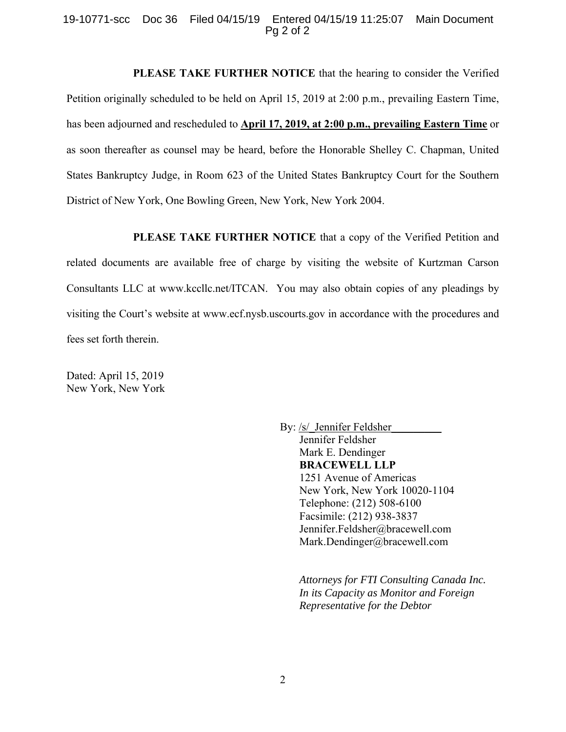**PLEASE TAKE FURTHER NOTICE** that the hearing to consider the Verified Petition originally scheduled to be held on April 15, 2019 at 2:00 p.m., prevailing Eastern Time, has been adjourned and rescheduled to **April 17, 2019, at 2:00 p.m., prevailing Eastern Time** or as soon thereafter as counsel may be heard, before the Honorable Shelley C. Chapman, United States Bankruptcy Judge, in Room 623 of the United States Bankruptcy Court for the Southern District of New York, One Bowling Green, New York, New York 2004.

**PLEASE TAKE FURTHER NOTICE** that a copy of the Verified Petition and related documents are available free of charge by visiting the website of Kurtzman Carson Consultants LLC at www.kccllc.net/ITCAN. You may also obtain copies of any pleadings by visiting the Court's website at www.ecf.nysb.uscourts.gov in accordance with the procedures and fees set forth therein.

Dated: April 15, 2019
New York, New York

By: /s/_Jennifer Feldsher_________
Jennifer Feldsher
Mark E. Dendinger
**BRACEWELL LLP**
1251 Avenue of Americas
New York, New York 10020-1104
Telephone: (212) 508-6100
Facsimile: (212) 938-3837
Jennifer.Feldsher@bracewell.com
Mark.Dendinger@bracewell.com

*Attorneys for FTI Consulting Canada Inc. In its Capacity as Monitor and Foreign Representative for the Debtor*